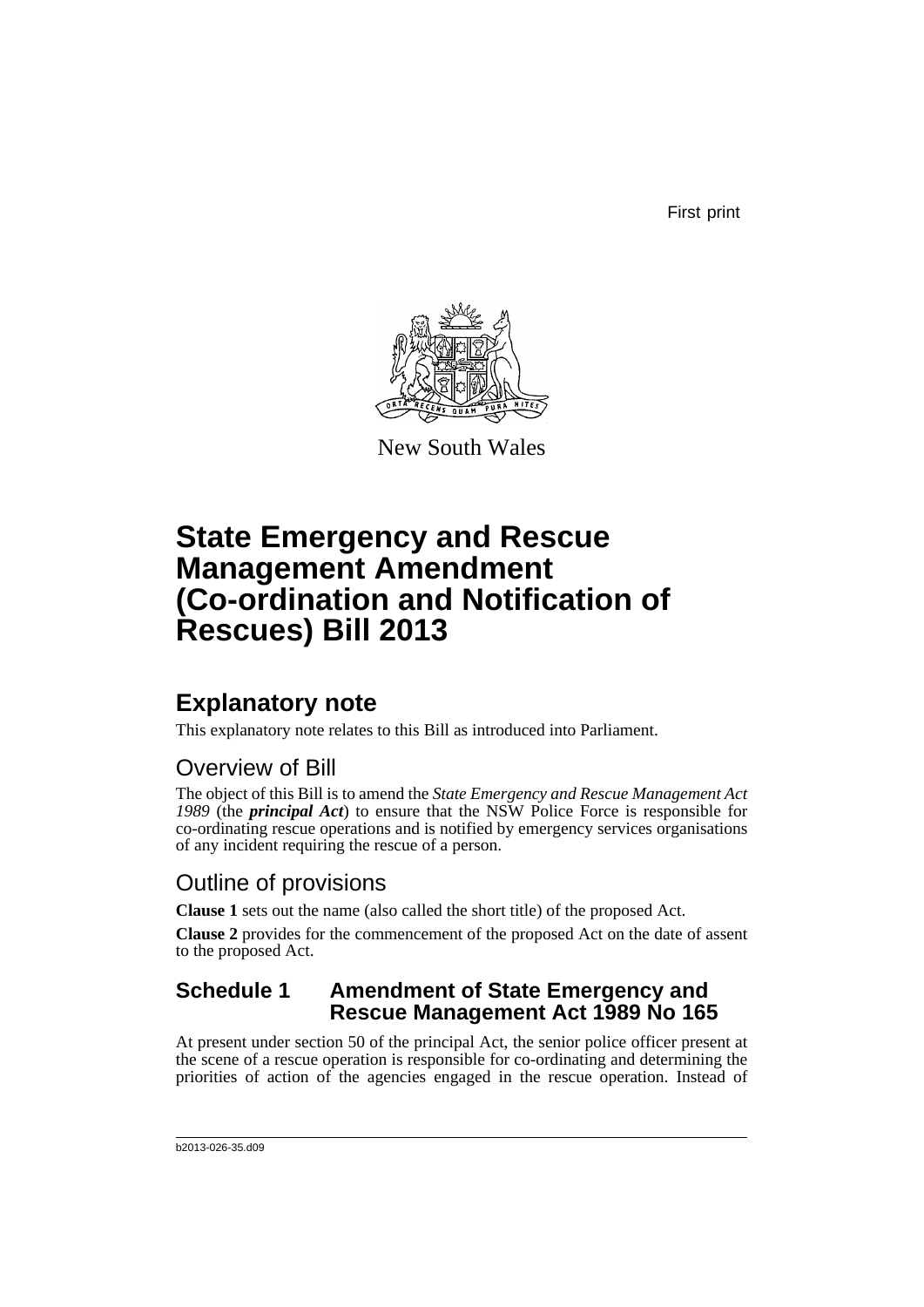First print

New South Wales

# State Emergency and Rescue Management Amendment (Co-ordination and Notification of Rescues) Bill 2013

## Explanatory note

This explanatory note relates to this Bill as introduced into Parliament.

### Overview of Bill

The object of this Bill is to amend the *State Emergency and Rescue Management Act 1989* (the ***principal Act***) to ensure that the NSW Police Force is responsible for co-ordinating rescue operations and is notified by emergency services organisations of any incident requiring the rescue of a person.

### Outline of provisions

**Clause 1** sets out the name (also called the short title) of the proposed Act.

**Clause 2** provides for the commencement of the proposed Act on the date of assent to the proposed Act.

#### Schedule 1 Amendment of State Emergency and Rescue Management Act 1989 No 165

At present under section 50 of the principal Act, the senior police officer present at the scene of a rescue operation is responsible for co-ordinating and determining the priorities of action of the agencies engaged in the rescue operation. Instead of

b2013-026-35.d09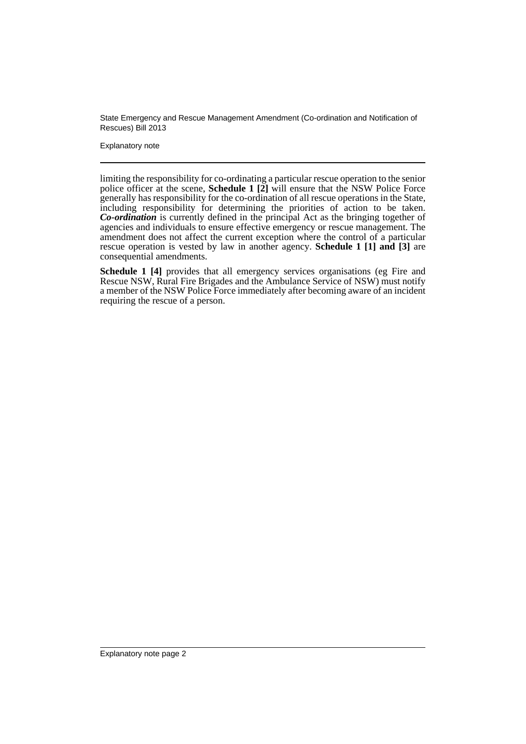limiting the responsibility for co-ordinating a particular rescue operation to the senior police officer at the scene, **Schedule 1 [2]** will ensure that the NSW Police Force generally has responsibility for the co-ordination of all rescue operations in the State, including responsibility for determining the priorities of action to be taken. ***Co-ordination*** is currently defined in the principal Act as the bringing together of agencies and individuals to ensure effective emergency or rescue management. The amendment does not affect the current exception where the control of a particular rescue operation is vested by law in another agency. **Schedule 1 [1] and [3]** are consequential amendments.

**Schedule 1 [4]** provides that all emergency services organisations (eg Fire and Rescue NSW, Rural Fire Brigades and the Ambulance Service of NSW) must notify a member of the NSW Police Force immediately after becoming aware of an incident requiring the rescue of a person.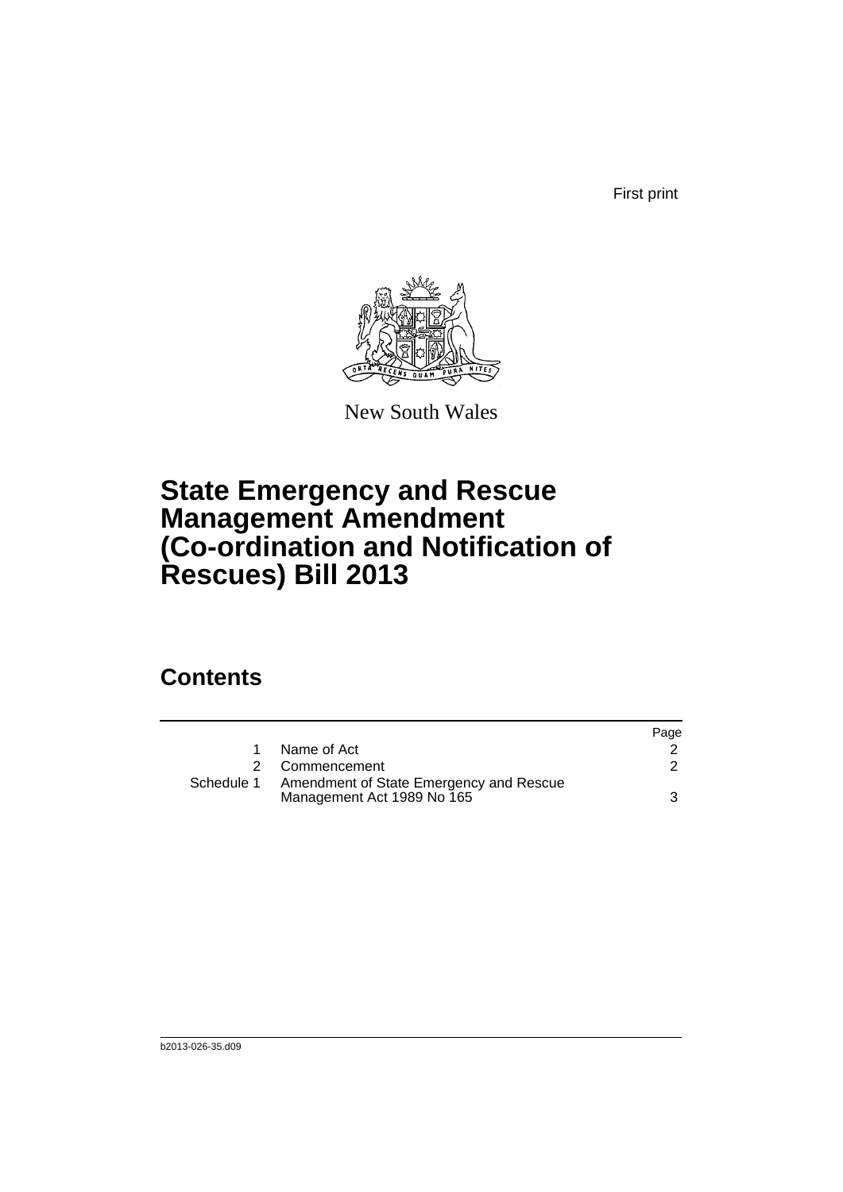First print

New South Wales

# State Emergency and Rescue Management Amendment (Co-ordination and Notification of Rescues) Bill 2013

## Contents

| | | Page |
|---|---|---|
| 1 | Name of Act | 2 |
| 2 | Commencement | 2 |
| Schedule 1 | Amendment of State Emergency and Rescue Management Act 1989 No 165 | 3 |

b2013-026-35.d09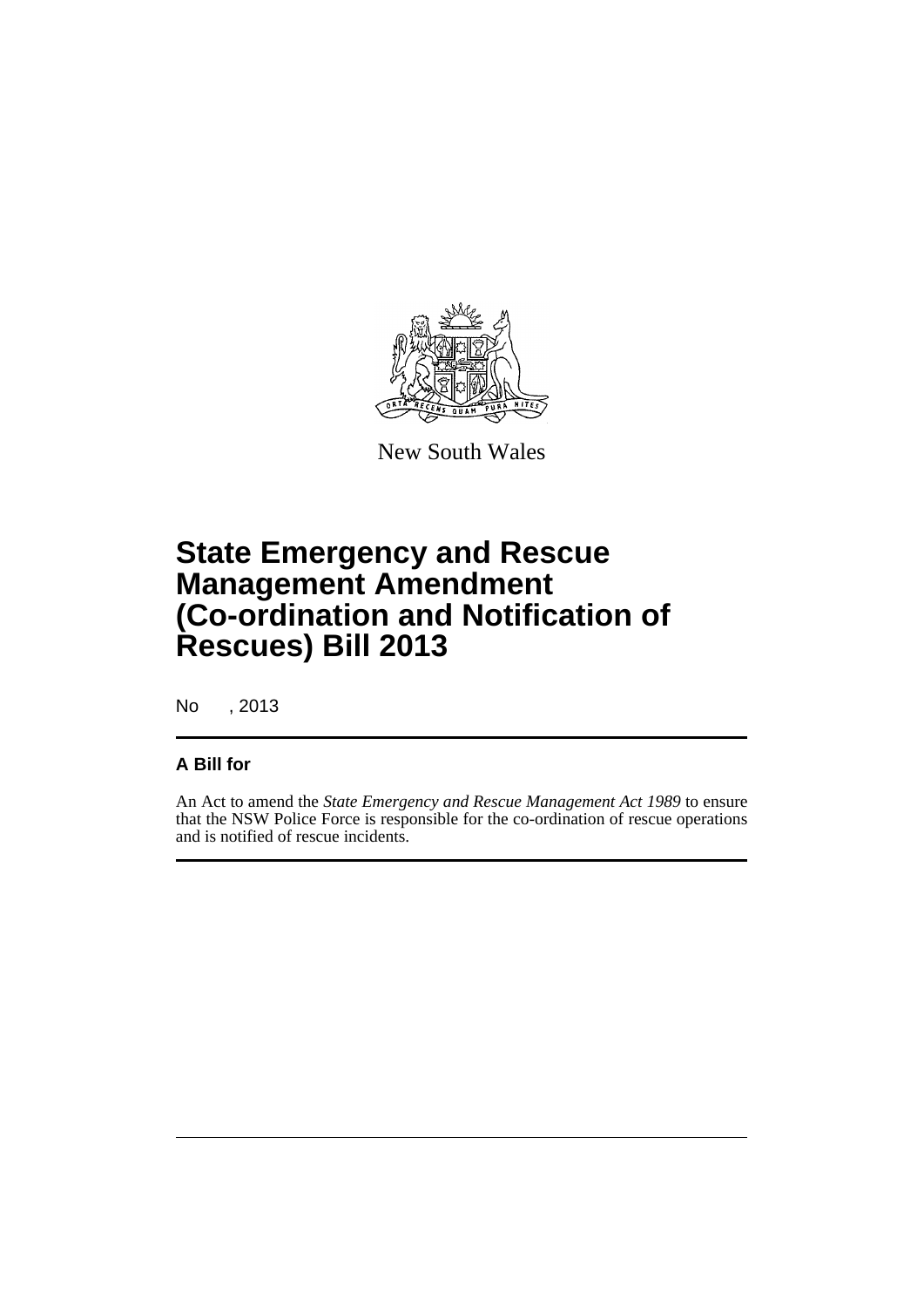New South Wales

# State Emergency and Rescue Management Amendment (Co-ordination and Notification of Rescues) Bill 2013

No , 2013

**A Bill for**

An Act to amend the *State Emergency and Rescue Management Act 1989* to ensure that the NSW Police Force is responsible for the co-ordination of rescue operations and is notified of rescue incidents.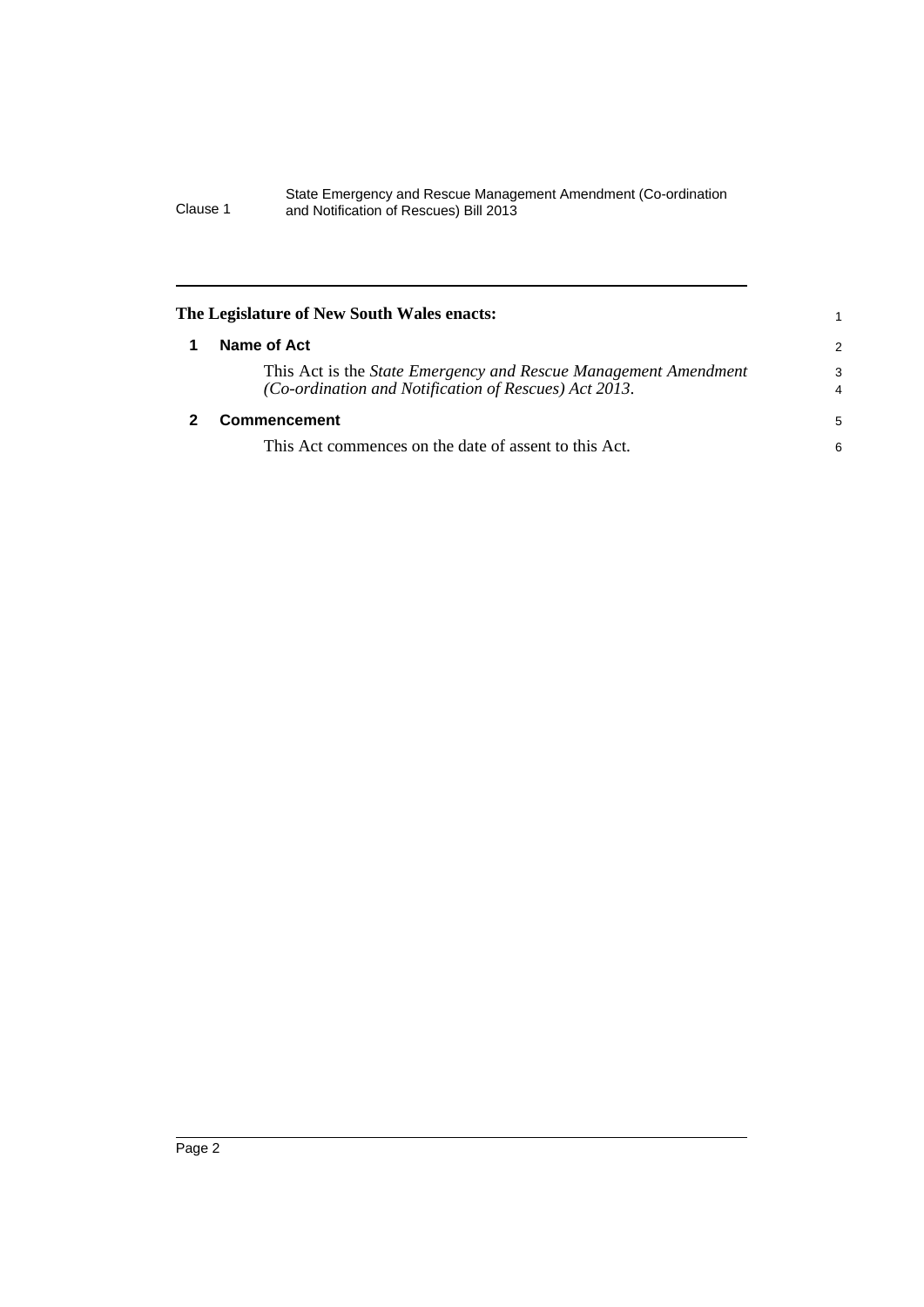**The Legislature of New South Wales enacts:**

## 1 Name of Act

This Act is the *State Emergency and Rescue Management Amendment (Co-ordination and Notification of Rescues) Act 2013*.

## 2 Commencement

This Act commences on the date of assent to this Act.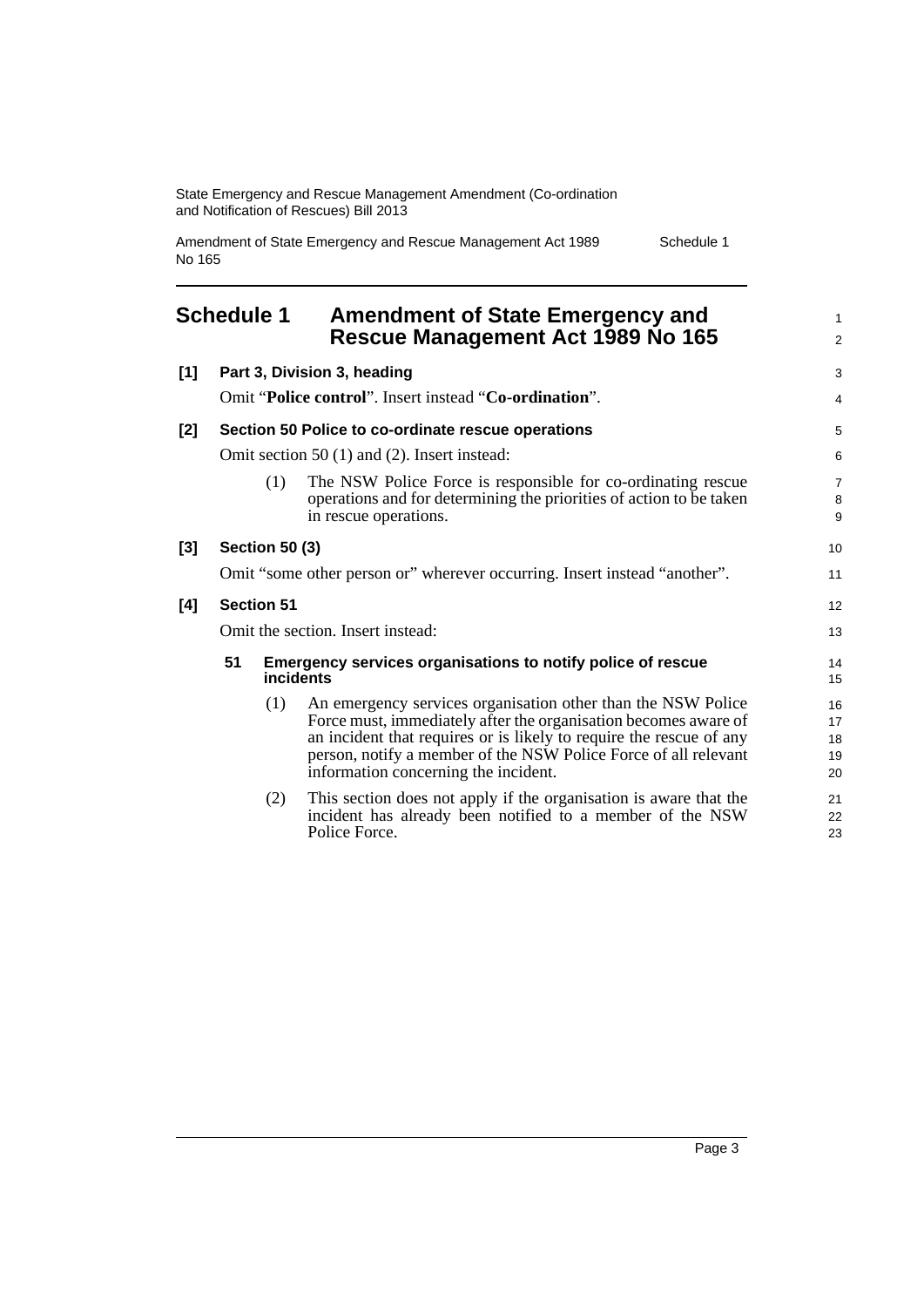# Schedule 1 Amendment of State Emergency and Rescue Management Act 1989 No 165

**[1] Part 3, Division 3, heading**

Omit "**Police control**". Insert instead "**Co-ordination**".

**[2] Section 50 Police to co-ordinate rescue operations**

Omit section 50 (1) and (2). Insert instead:

> (1) The NSW Police Force is responsible for co-ordinating rescue operations and for determining the priorities of action to be taken in rescue operations.

**[3] Section 50 (3)**

Omit "some other person or" wherever occurring. Insert instead "another".

**[4] Section 51**

Omit the section. Insert instead:

> **51 Emergency services organisations to notify police of rescue incidents**
>
> (1) An emergency services organisation other than the NSW Police Force must, immediately after the organisation becomes aware of an incident that requires or is likely to require the rescue of any person, notify a member of the NSW Police Force of all relevant information concerning the incident.
>
> (2) This section does not apply if the organisation is aware that the incident has already been notified to a member of the NSW Police Force.